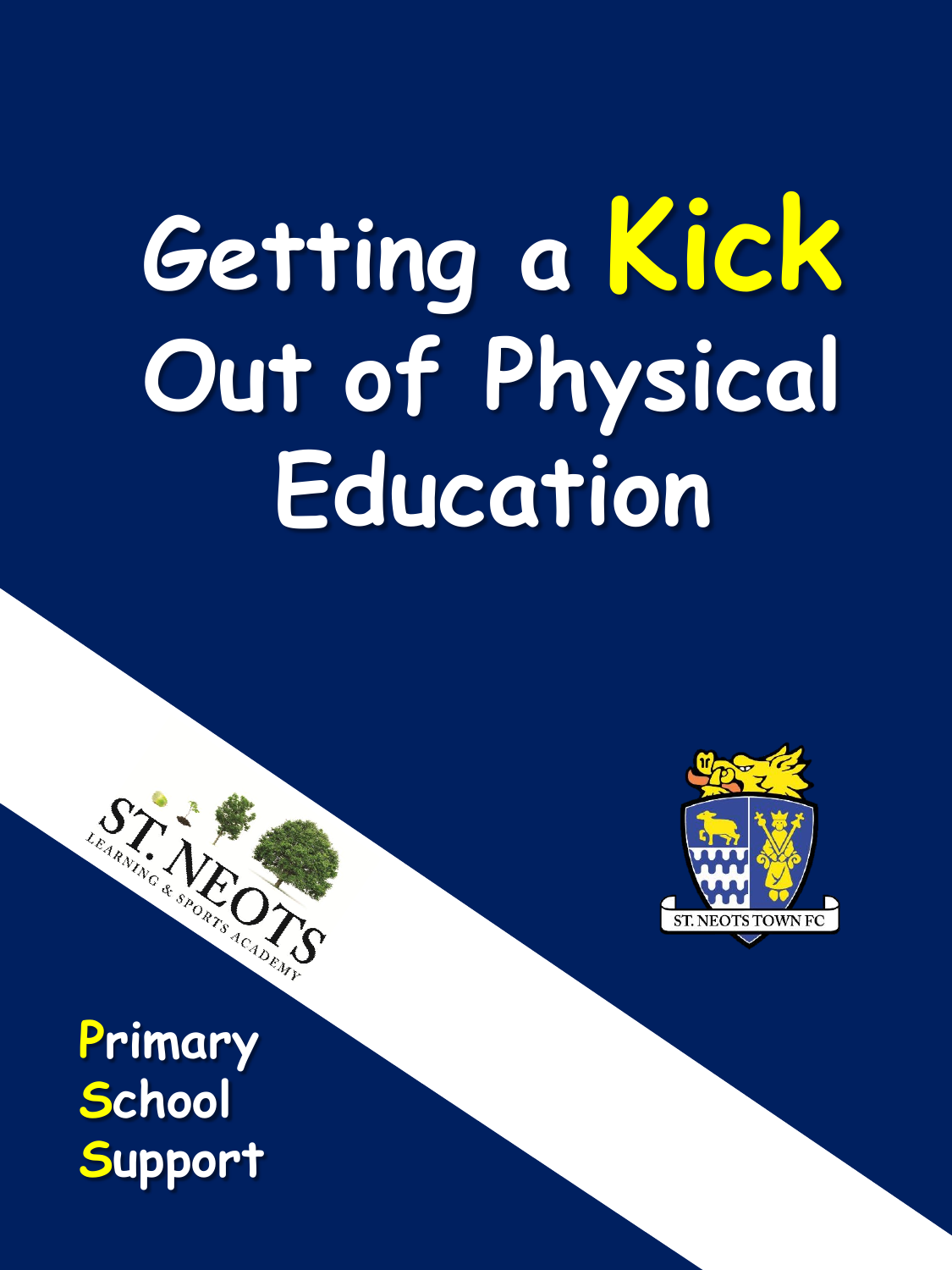# Getting a **Kick** Out of Physical Education

ST. NEOTS LEARNING & SPORTS ACADEMY

ST. NEOTS TOWN FC

**P**rimary
**S**chool
**S**upport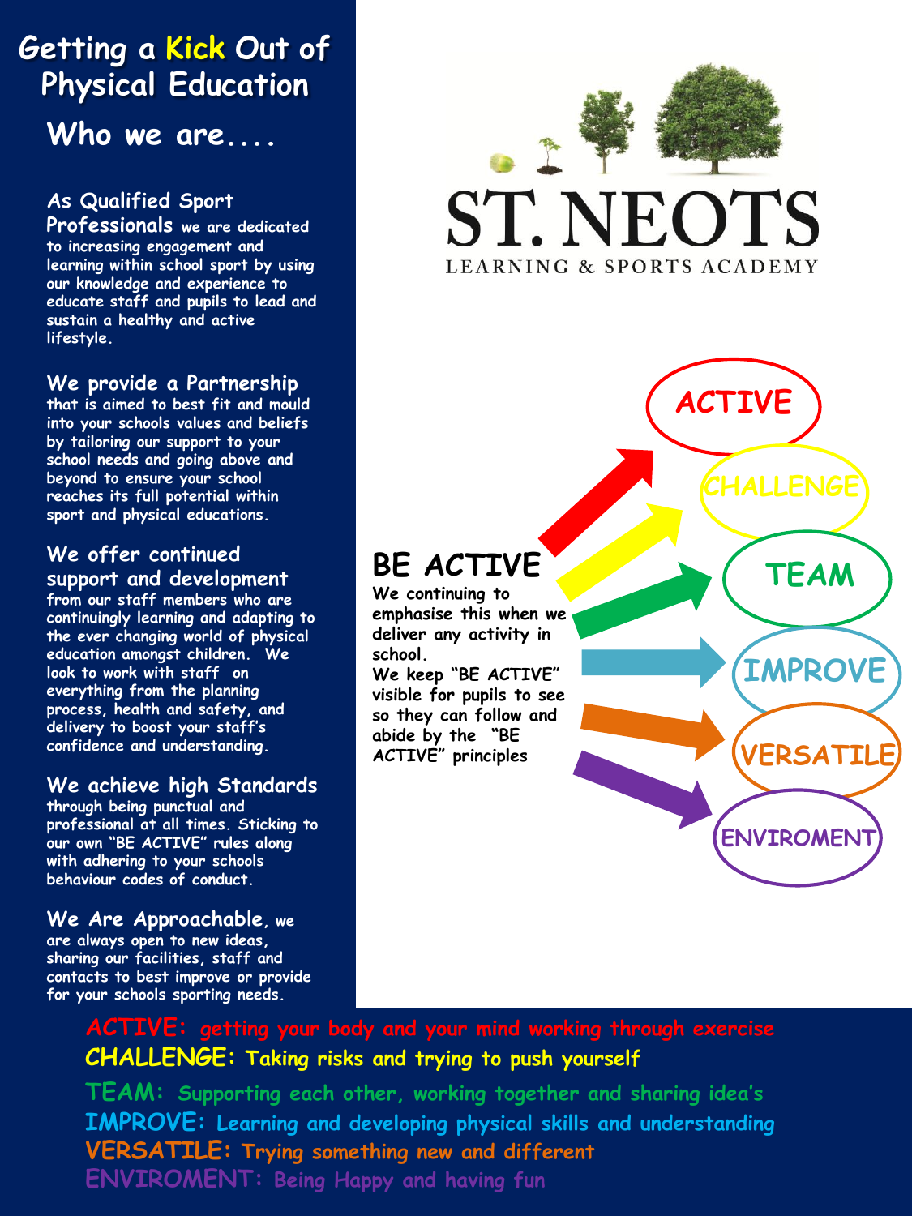# Getting a Kick Out of Physical Education

## Who we are....

**As Qualified Sport Professionals** we are dedicated to increasing engagement and learning within school sport by using our knowledge and experience to educate staff and pupils to lead and sustain a healthy and active lifestyle.

**We provide a Partnership** that is aimed to best fit and mould into your schools values and beliefs by tailoring our support to your school needs and going above and beyond to ensure your school reaches its full potential within sport and physical educations.

**We offer continued support and development** from our staff members who are continuingly learning and adapting to the ever changing world of physical education amongst children. We look to work with staff on everything from the planning process, health and safety, and delivery to boost your staff's confidence and understanding.

**We achieve high Standards** through being punctual and professional at all times. Sticking to our own "BE ACTIVE" rules along with adhering to your schools behaviour codes of conduct.

**We Are Approachable**, we are always open to new ideas, sharing our facilities, staff and contacts to best improve or provide for your schools sporting needs.

ST. NEOTS
LEARNING & SPORTS ACADEMY

## BE ACTIVE

We continuing to emphasise this when we deliver any activity in school.
We keep "BE ACTIVE" visible for pupils to see so they can follow and abide by the "BE ACTIVE" principles

- ACTIVE
- CHALLENGE
- TEAM
- IMPROVE
- VERSATILE
- ENVIROMENT

**ACTIVE:** getting your body and your mind working through exercise
**CHALLENGE:** Taking risks and trying to push yourself
**TEAM:** Supporting each other, working together and sharing idea's
**IMPROVE:** Learning and developing physical skills and understanding
**VERSATILE:** Trying something new and different
**ENVIROMENT:** Being Happy and having fun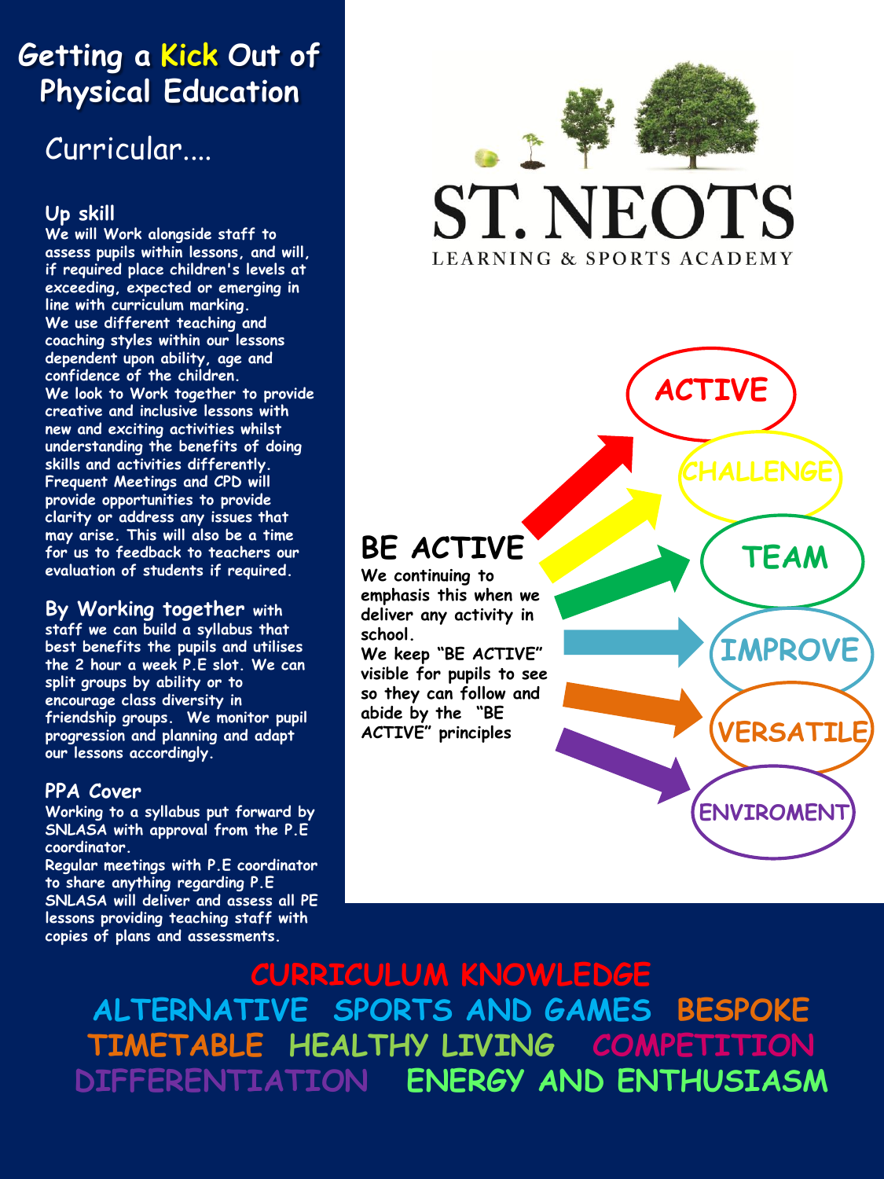# Getting a Kick Out of Physical Education

## Curricular....

### Up skill

We will Work alongside staff to assess pupils within lessons, and will, if required place children's levels at exceeding, expected or emerging in line with curriculum marking.
We use different teaching and coaching styles within our lessons dependent upon ability, age and confidence of the children.
We look to Work together to provide creative and inclusive lessons with new and exciting activities whilst understanding the benefits of doing skills and activities differently.
Frequent Meetings and CPD will provide opportunities to provide clarity or address any issues that may arise. This will also be a time for us to feedback to teachers our evaluation of students if required.

**By Working together** with staff we can build a syllabus that best benefits the pupils and utilises the 2 hour a week P.E slot. We can split groups by ability or to encourage class diversity in friendship groups. We monitor pupil progression and planning and adapt our lessons accordingly.

### PPA Cover

Working to a syllabus put forward by SNLASA with approval from the P.E coordinator.
Regular meetings with P.E coordinator to share anything regarding P.E
SNLASA will deliver and assess all PE lessons providing teaching staff with copies of plans and assessments.

ST. NEOTS
LEARNING & SPORTS ACADEMY

## BE ACTIVE

We continuing to emphasis this when we deliver any activity in school.
We keep "BE ACTIVE" visible for pupils to see so they can follow and abide by the "BE ACTIVE" principles

- ACTIVE
- CHALLENGE
- TEAM
- IMPROVE
- VERSATILE
- ENVIROMENT

CURRICULUM KNOWLEDGE
ALTERNATIVE SPORTS AND GAMES BESPOKE
TIMETABLE HEALTHY LIVING COMPETITION
DIFFERENTIATION ENERGY AND ENTHUSIASM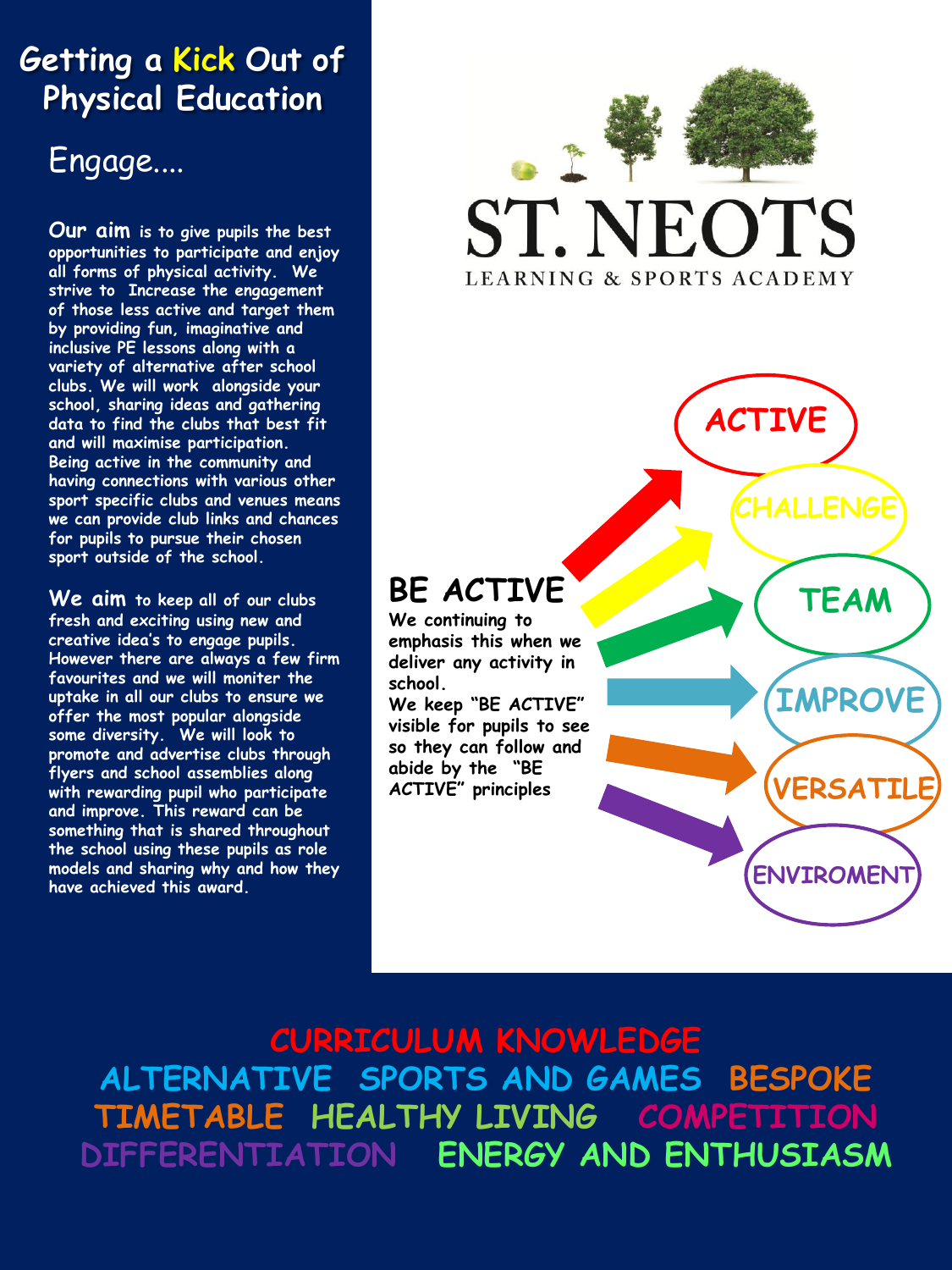# Getting a Kick Out of Physical Education

## Engage....

**Our aim** is to give pupils the best opportunities to participate and enjoy all forms of physical activity. We strive to Increase the engagement of those less active and target them by providing fun, imaginative and inclusive PE lessons along with a variety of alternative after school clubs. We will work alongside your school, sharing ideas and gathering data to find the clubs that best fit and will maximise participation. Being active in the community and having connections with various other sport specific clubs and venues means we can provide club links and chances for pupils to pursue their chosen sport outside of the school.

**We aim** to keep all of our clubs fresh and exciting using new and creative idea's to engage pupils. However there are always a few firm favourites and we will moniter the uptake in all our clubs to ensure we offer the most popular alongside some diversity. We will look to promote and advertise clubs through flyers and school assemblies along with rewarding pupil who participate and improve. This reward can be something that is shared throughout the school using these pupils as role models and sharing why and how they have achieved this award.

ST. NEOTS

LEARNING & SPORTS ACADEMY

## BE ACTIVE

We continuing to emphasis this when we deliver any activity in school.
We keep "BE ACTIVE" visible for pupils to see so they can follow and abide by the "BE ACTIVE" principles

- ACTIVE
- CHALLENGE
- TEAM
- IMPROVE
- VERSATILE
- ENVIROMENT

CURRICULUM KNOWLEDGE
ALTERNATIVE SPORTS AND GAMES BESPOKE TIMETABLE HEALTHY LIVING COMPETITION DIFFERENTIATION ENERGY AND ENTHUSIASM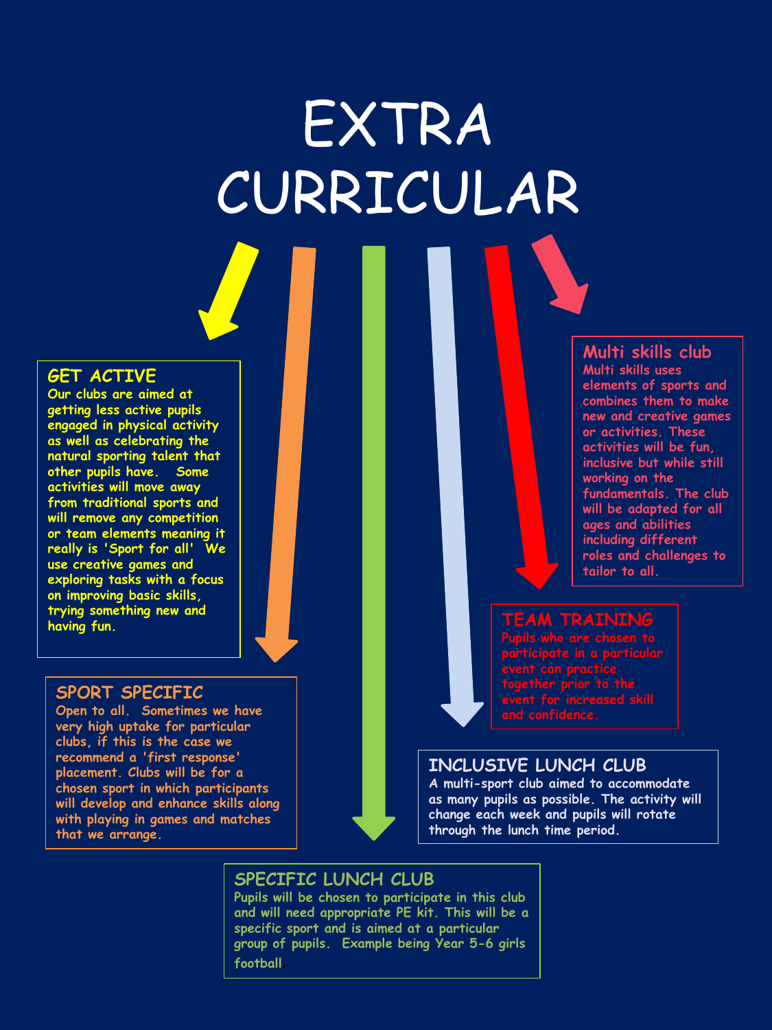# EXTRA CURRICULAR

## GET ACTIVE

Our clubs are aimed at getting less active pupils engaged in physical activity as well as celebrating the natural sporting talent that other pupils have. Some activities will move away from traditional sports and will remove any competition or team elements meaning it really is 'Sport for all' We use creative games and exploring tasks with a focus on improving basic skills, trying something new and having fun.

## Multi skills club

Multi skills uses elements of sports and combines them to make new and creative games or activities. These activities will be fun, inclusive but while still working on the fundamentals. The club will be adapted for all ages and abilities including different roles and challenges to tailor to all.

## TEAM TRAINING

Pupils who are chosen to participate in a particular event can practice together prior to the event for increased skill and confidence.

## SPORT SPECIFIC

Open to all. Sometimes we have very high uptake for particular clubs, if this is the case we recommend a 'first response' placement. Clubs will be for a chosen sport in which participants will develop and enhance skills along with playing in games and matches that we arrange.

## INCLUSIVE LUNCH CLUB

A multi-sport club aimed to accommodate as many pupils as possible. The activity will change each week and pupils will rotate through the lunch time period.

## SPECIFIC LUNCH CLUB

Pupils will be chosen to participate in this club and will need appropriate PE kit. This will be a specific sport and is aimed at a particular group of pupils. Example being Year 5-6 girls football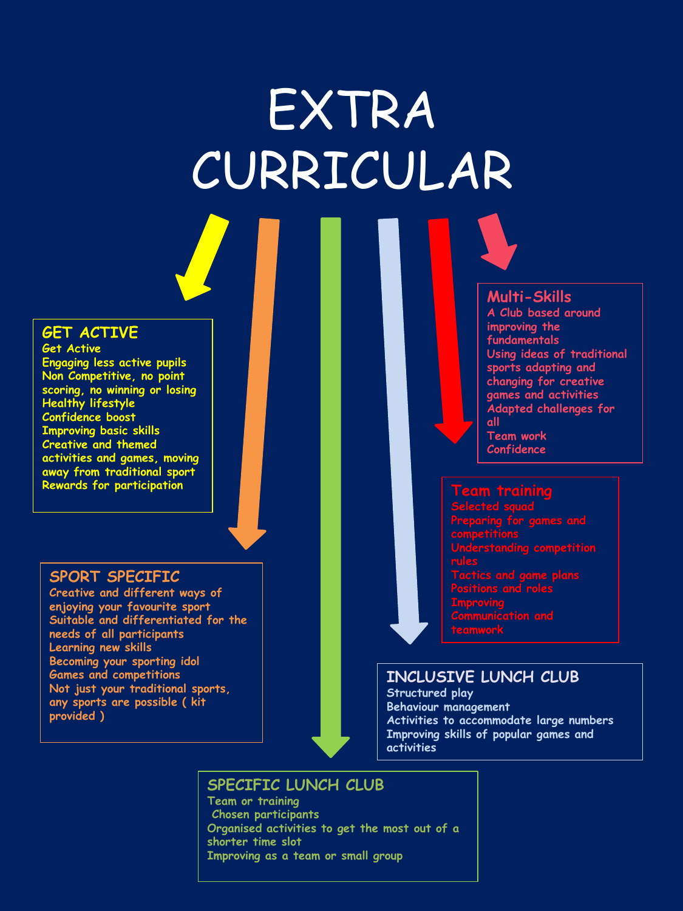# EXTRA CURRICULAR

## GET ACTIVE

Get Active
Engaging less active pupils
Non Competitive, no point scoring, no winning or losing
Healthy lifestyle
Confidence boost
Improving basic skills
Creative and themed activities and games, moving away from traditional sport
Rewards for participation

## SPORT SPECIFIC

Creative and different ways of enjoying your favourite sport
Suitable and differentiated for the needs of all participants
Learning new skills
Becoming your sporting idol
Games and competitions
Not just your traditional sports, any sports are possible ( kit provided )

## SPECIFIC LUNCH CLUB

Team or training
Chosen participants
Organised activities to get the most out of a shorter time slot
Improving as a team or small group

## INCLUSIVE LUNCH CLUB

Structured play
Behaviour management
Activities to accommodate large numbers
Improving skills of popular games and activities

## Team training

Selected squad
Preparing for games and competitions
Understanding competition rules
Tactics and game plans
Positions and roles
Improving
Communication and teamwork

## Multi-Skills

A Club based around improving the fundamentals
Using ideas of traditional sports adapting and changing for creative games and activities
Adapted challenges for all
Team work
Confidence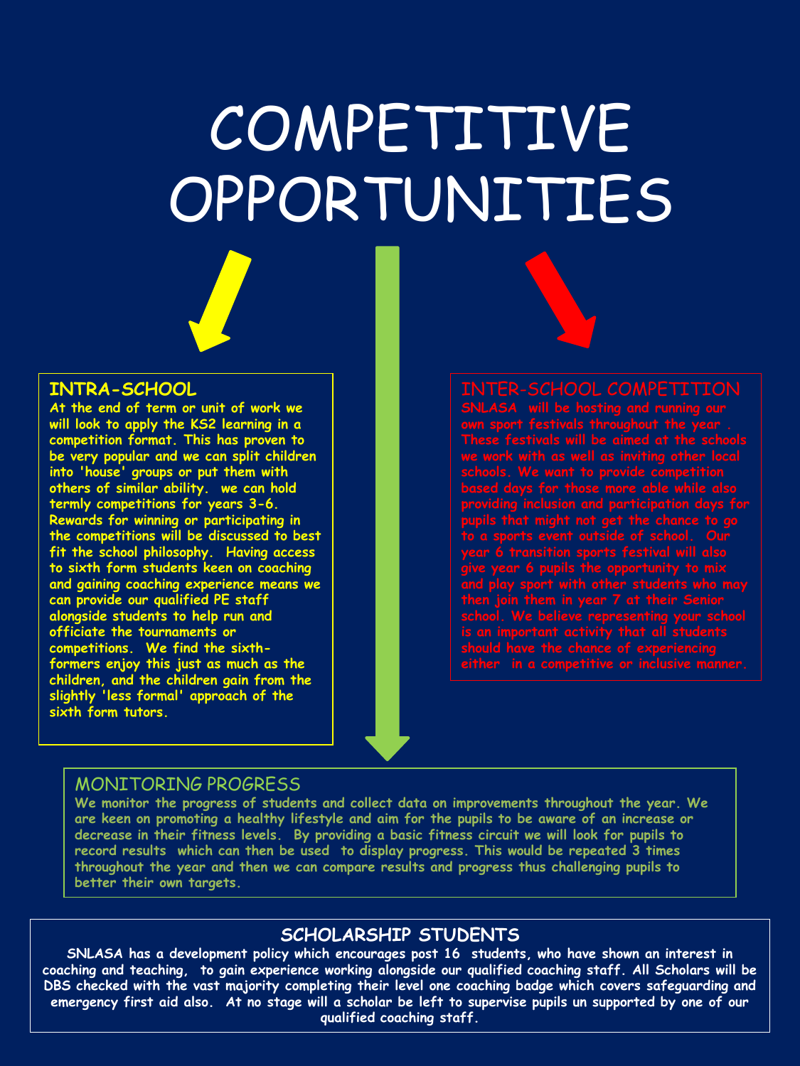# COMPETITIVE OPPORTUNITIES

## INTRA-SCHOOL

**At the end of term or unit of work we will look to apply the KS2 learning in a competition format. This has proven to be very popular and we can split children into 'house' groups or put them with others of similar ability. we can hold termly competitions for years 3-6. Rewards for winning or participating in the competitions will be discussed to best fit the school philosophy. Having access to sixth form students keen on coaching and gaining coaching experience means we can provide our qualified PE staff alongside students to help run and officiate the tournaments or competitions. We find the sixth-formers enjoy this just as much as the children, and the children gain from the slightly 'less formal' approach of the sixth form tutors.**

## INTER-SCHOOL COMPETITION

**SNLASA will be hosting and running our own sport festivals throughout the year . These festivals will be aimed at the schools we work with as well as inviting other local schools. We want to provide competition based days for those more able while also providing inclusion and participation days for pupils that might not get the chance to go to a sports event outside of school. Our year 6 transition sports festival will also give year 6 pupils the opportunity to mix and play sport with other students who may then join them in year 7 at their Senior school. We believe representing your school is an important activity that all students should have the chance of experiencing either in a competitive or inclusive manner.**

## MONITORING PROGRESS

**We monitor the progress of students and collect data on improvements throughout the year. We are keen on promoting a healthy lifestyle and aim for the pupils to be aware of an increase or decrease in their fitness levels. By providing a basic fitness circuit we will look for pupils to record results which can then be used to display progress. This would be repeated 3 times throughout the year and then we can compare results and progress thus challenging pupils to better their own targets.**

## SCHOLARSHIP STUDENTS

**SNLASA has a development policy which encourages post 16 students, who have shown an interest in coaching and teaching, to gain experience working alongside our qualified coaching staff. All Scholars will be DBS checked with the vast majority completing their level one coaching badge which covers safeguarding and emergency first aid also. At no stage will a scholar be left to supervise pupils un supported by one of our qualified coaching staff.**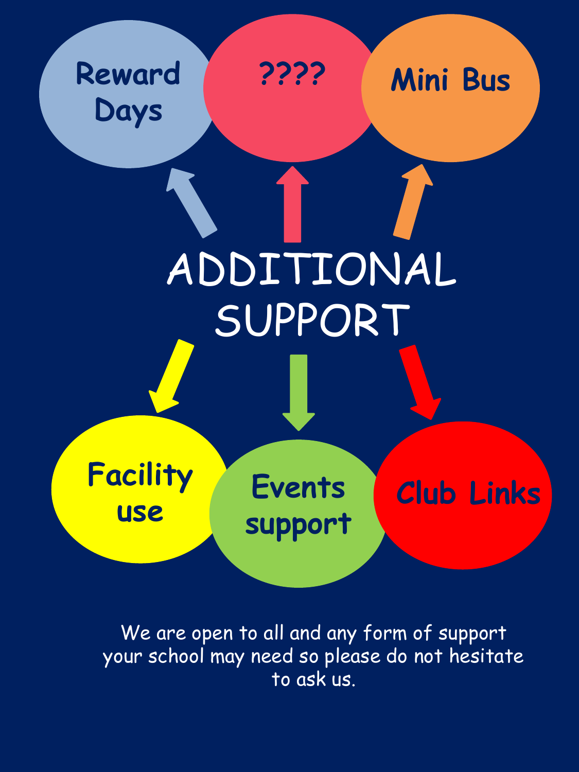# ADDITIONAL SUPPORT

- Reward Days
- ????
- Mini Bus
- Facility use
- Events support
- Club Links

We are open to all and any form of support your school may need so please do not hesitate to ask us.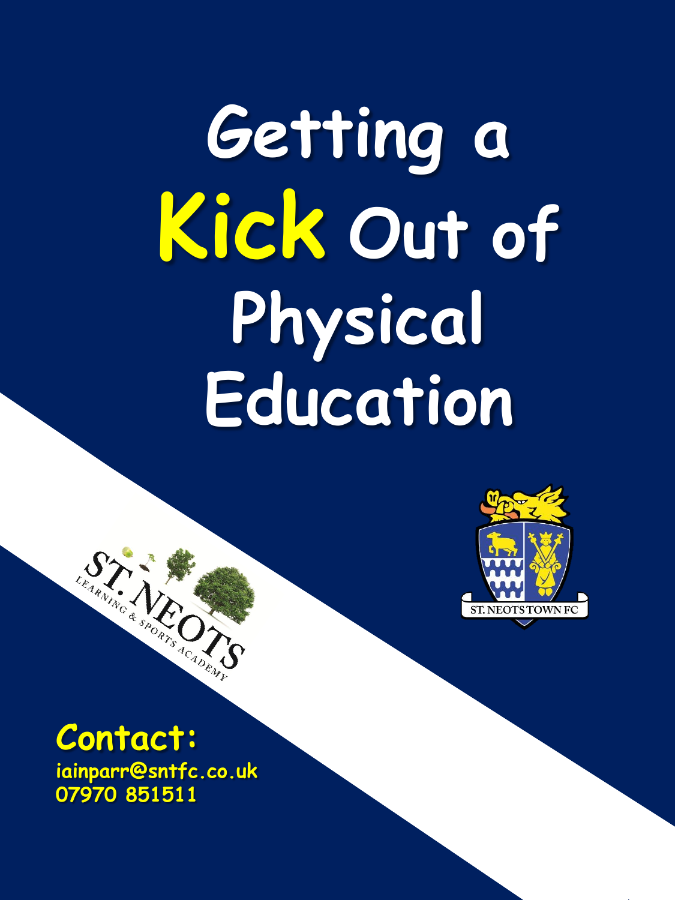# Getting a Kick Out of Physical Education

ST. NEOTS LEARNING & SPORTS ACADEMY

ST. NEOTS TOWN FC

**Contact:**

**iainparr@sntfc.co.uk**
**07970 851511**